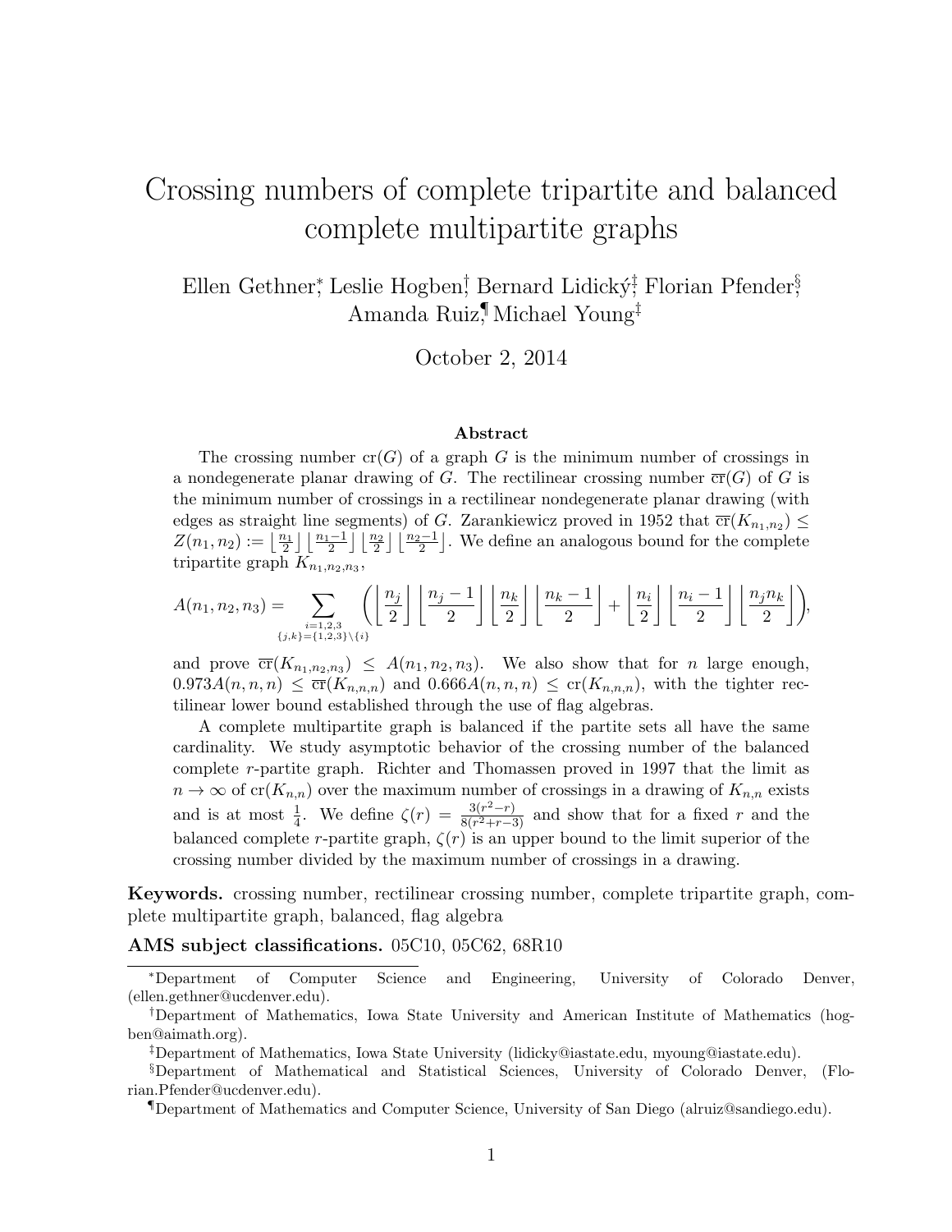# Crossing numbers of complete tripartite and balanced complete multipartite graphs

Ellen Gethner[*], Leslie Hogben[†], Bernard Lidický[‡], Florian Pfender[§], Amanda Ruiz[¶], Michael Young[‡]

October 2, 2014

## Abstract

The crossing number $\mathrm{cr}(G)$ of a graph $G$ is the minimum number of crossings in a nondegenerate planar drawing of $G$. The rectilinear crossing number $\overline{\mathrm{cr}}(G)$ of $G$ is the minimum number of crossings in a rectilinear nondegenerate planar drawing (with edges as straight line segments) of $G$. Zarankiewicz proved in 1952 that $\overline{\mathrm{cr}}(K_{n_1,n_2}) \leq Z(n_1, n_2) := \lfloor \frac{n_1}{2} \rfloor \lfloor \frac{n_1-1}{2} \rfloor \lfloor \frac{n_2}{2} \rfloor \lfloor \frac{n_2-1}{2} \rfloor$. We define an analogous bound for the complete tripartite graph $K_{n_1,n_2,n_3}$,

$$A(n_1, n_2, n_3) = \sum_{\substack{i=1,2,3 \\ \{j,k\}=\{1,2,3\}\setminus\{i\}}} \left( \left\lfloor \frac{n_j}{2} \right\rfloor \left\lfloor \frac{n_j - 1}{2} \right\rfloor \left\lfloor \frac{n_k}{2} \right\rfloor \left\lfloor \frac{n_k - 1}{2} \right\rfloor + \left\lfloor \frac{n_i}{2} \right\rfloor \left\lfloor \frac{n_i - 1}{2} \right\rfloor \left\lfloor \frac{n_j n_k}{2} \right\rfloor \right),$$

and prove $\overline{\mathrm{cr}}(K_{n_1,n_2,n_3}) \leq A(n_1, n_2, n_3)$. We also show that for $n$ large enough, $0.973A(n, n, n) \leq \overline{\mathrm{cr}}(K_{n,n,n})$ and $0.666A(n, n, n) \leq \mathrm{cr}(K_{n,n,n})$, with the tighter rectilinear lower bound established through the use of flag algebras.

A complete multipartite graph is balanced if the partite sets all have the same cardinality. We study asymptotic behavior of the crossing number of the balanced complete $r$-partite graph. Richter and Thomassen proved in 1997 that the limit as $n \to \infty$ of $\mathrm{cr}(K_{n,n})$ over the maximum number of crossings in a drawing of $K_{n,n}$ exists and is at most $\frac{1}{4}$. We define $\zeta(r) = \frac{3(r^2-r)}{8(r^2+r-3)}$ and show that for a fixed $r$ and the balanced complete $r$-partite graph, $\zeta(r)$ is an upper bound to the limit superior of the crossing number divided by the maximum number of crossings in a drawing.

**Keywords.** crossing number, rectilinear crossing number, complete tripartite graph, complete multipartite graph, balanced, flag algebra

**AMS subject classifications.** 05C10, 05C62, 68R10

---

[*] Department of Computer Science and Engineering, University of Colorado Denver, (ellen.gethner@ucdenver.edu).

[†] Department of Mathematics, Iowa State University and American Institute of Mathematics (hogben@aimath.org).

[‡] Department of Mathematics, Iowa State University (lidicky@iastate.edu, myoung@iastate.edu).

[§] Department of Mathematical and Statistical Sciences, University of Colorado Denver, (Florian.Pfender@ucdenver.edu).

[¶] Department of Mathematics and Computer Science, University of San Diego (alruiz@sandiego.edu).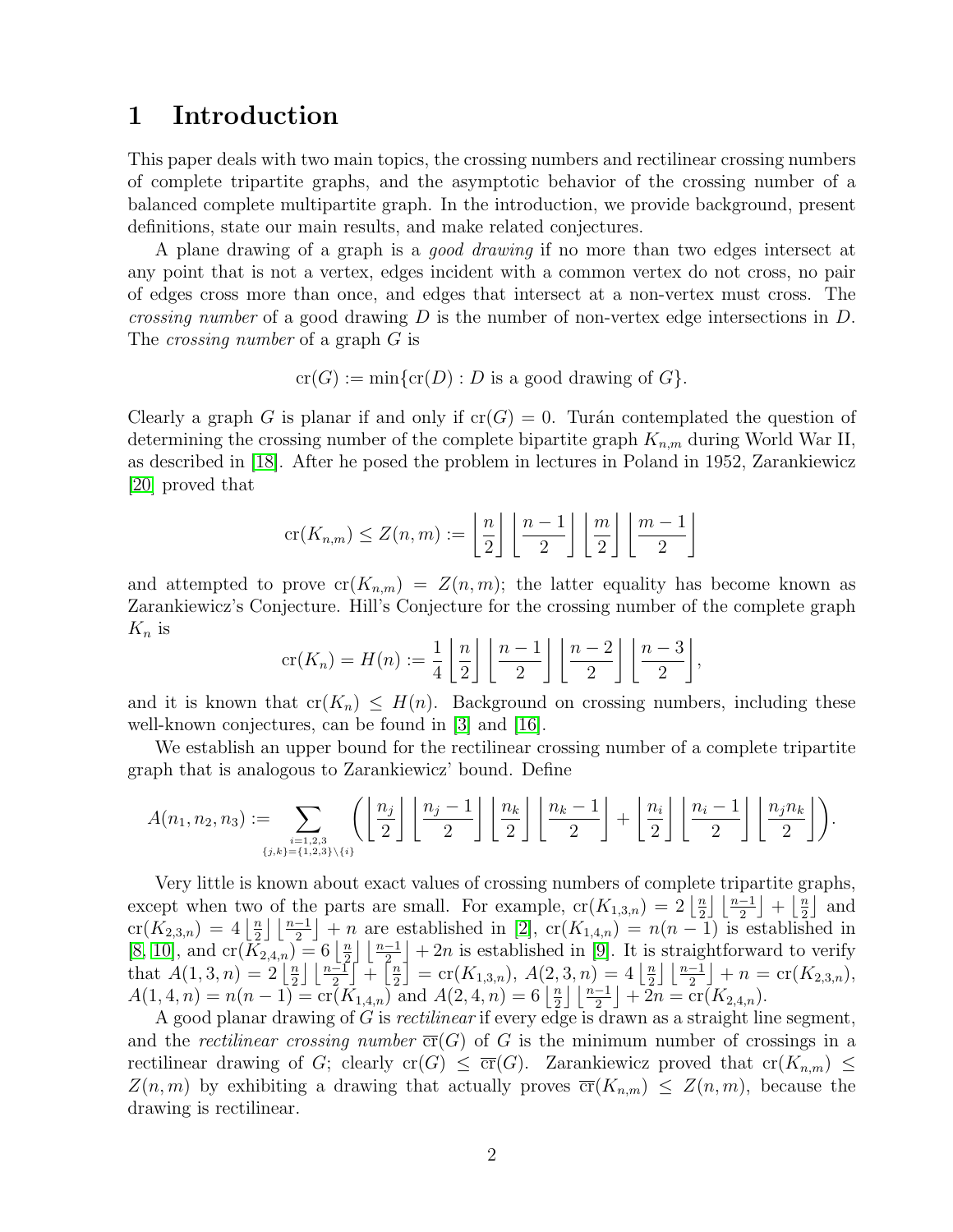# 1 Introduction

This paper deals with two main topics, the crossing numbers and rectilinear crossing numbers of complete tripartite graphs, and the asymptotic behavior of the crossing number of a balanced complete multipartite graph. In the introduction, we provide background, present definitions, state our main results, and make related conjectures.

A plane drawing of a graph is a *good drawing* if no more than two edges intersect at any point that is not a vertex, edges incident with a common vertex do not cross, no pair of edges cross more than once, and edges that intersect at a non-vertex must cross. The *crossing number* of a good drawing $D$ is the number of non-vertex edge intersections in $D$. The *crossing number* of a graph $G$ is

$$\mathrm{cr}(G) := \min\{\mathrm{cr}(D) : D \text{ is a good drawing of } G\}.$$

Clearly a graph $G$ is planar if and only if $\mathrm{cr}(G) = 0$. Turán contemplated the question of determining the crossing number of the complete bipartite graph $K_{n,m}$ during World War II, as described in [18]. After he posed the problem in lectures in Poland in 1952, Zarankiewicz [20] proved that

$$\mathrm{cr}(K_{n,m}) \leq Z(n,m) := \left\lfloor \frac{n}{2} \right\rfloor \left\lfloor \frac{n-1}{2} \right\rfloor \left\lfloor \frac{m}{2} \right\rfloor \left\lfloor \frac{m-1}{2} \right\rfloor$$

and attempted to prove $\mathrm{cr}(K_{n,m}) = Z(n,m)$; the latter equality has become known as Zarankiewicz's Conjecture. Hill's Conjecture for the crossing number of the complete graph $K_n$ is

$$\mathrm{cr}(K_n) = H(n) := \frac{1}{4} \left\lfloor \frac{n}{2} \right\rfloor \left\lfloor \frac{n-1}{2} \right\rfloor \left\lfloor \frac{n-2}{2} \right\rfloor \left\lfloor \frac{n-3}{2} \right\rfloor,$$

and it is known that $\mathrm{cr}(K_n) \leq H(n)$. Background on crossing numbers, including these well-known conjectures, can be found in [3] and [16].

We establish an upper bound for the rectilinear crossing number of a complete tripartite graph that is analogous to Zarankiewicz' bound. Define

$$A(n_1, n_2, n_3) := \sum_{\substack{i=1,2,3 \\ \{j,k\}=\{1,2,3\}\setminus\{i\}}} \left( \left\lfloor \frac{n_j}{2} \right\rfloor \left\lfloor \frac{n_j - 1}{2} \right\rfloor \left\lfloor \frac{n_k}{2} \right\rfloor \left\lfloor \frac{n_k - 1}{2} \right\rfloor + \left\lfloor \frac{n_i}{2} \right\rfloor \left\lfloor \frac{n_i - 1}{2} \right\rfloor \left\lfloor \frac{n_j n_k}{2} \right\rfloor \right).$$

Very little is known about exact values of crossing numbers of complete tripartite graphs, except when two of the parts are small. For example, $\mathrm{cr}(K_{1,3,n}) = 2 \left\lfloor \frac{n}{2} \right\rfloor \left\lfloor \frac{n-1}{2} \right\rfloor + \left\lfloor \frac{n}{2} \right\rfloor$ and $\mathrm{cr}(K_{2,3,n}) = 4 \left\lfloor \frac{n}{2} \right\rfloor \left\lfloor \frac{n-1}{2} \right\rfloor + n$ are established in [2], $\mathrm{cr}(K_{1,4,n}) = n(n-1)$ is established in [8, 10], and $\mathrm{cr}(K_{2,4,n}) = 6 \left\lfloor \frac{n}{2} \right\rfloor \left\lfloor \frac{n-1}{2} \right\rfloor + 2n$ is established in [9]. It is straightforward to verify that $A(1,3,n) = 2 \left\lfloor \frac{n}{2} \right\rfloor \left\lfloor \frac{n-1}{2} \right\rfloor + \left\lfloor \frac{n}{2} \right\rfloor = \mathrm{cr}(K_{1,3,n})$, $A(2,3,n) = 4 \left\lfloor \frac{n}{2} \right\rfloor \left\lfloor \frac{n-1}{2} \right\rfloor + n = \mathrm{cr}(K_{2,3,n})$, $A(1,4,n) = n(n-1) = \mathrm{cr}(K_{1,4,n})$ and $A(2,4,n) = 6 \left\lfloor \frac{n}{2} \right\rfloor \left\lfloor \frac{n-1}{2} \right\rfloor + 2n = \mathrm{cr}(K_{2,4,n})$.

A good planar drawing of $G$ is *rectilinear* if every edge is drawn as a straight line segment, and the *rectilinear crossing number* $\overline{\mathrm{cr}}(G)$ of $G$ is the minimum number of crossings in a rectilinear drawing of $G$; clearly $\mathrm{cr}(G) \leq \overline{\mathrm{cr}}(G)$. Zarankiewicz proved that $\mathrm{cr}(K_{n,m}) \leq Z(n,m)$ by exhibiting a drawing that actually proves $\overline{\mathrm{cr}}(K_{n,m}) \leq Z(n,m)$, because the drawing is rectilinear.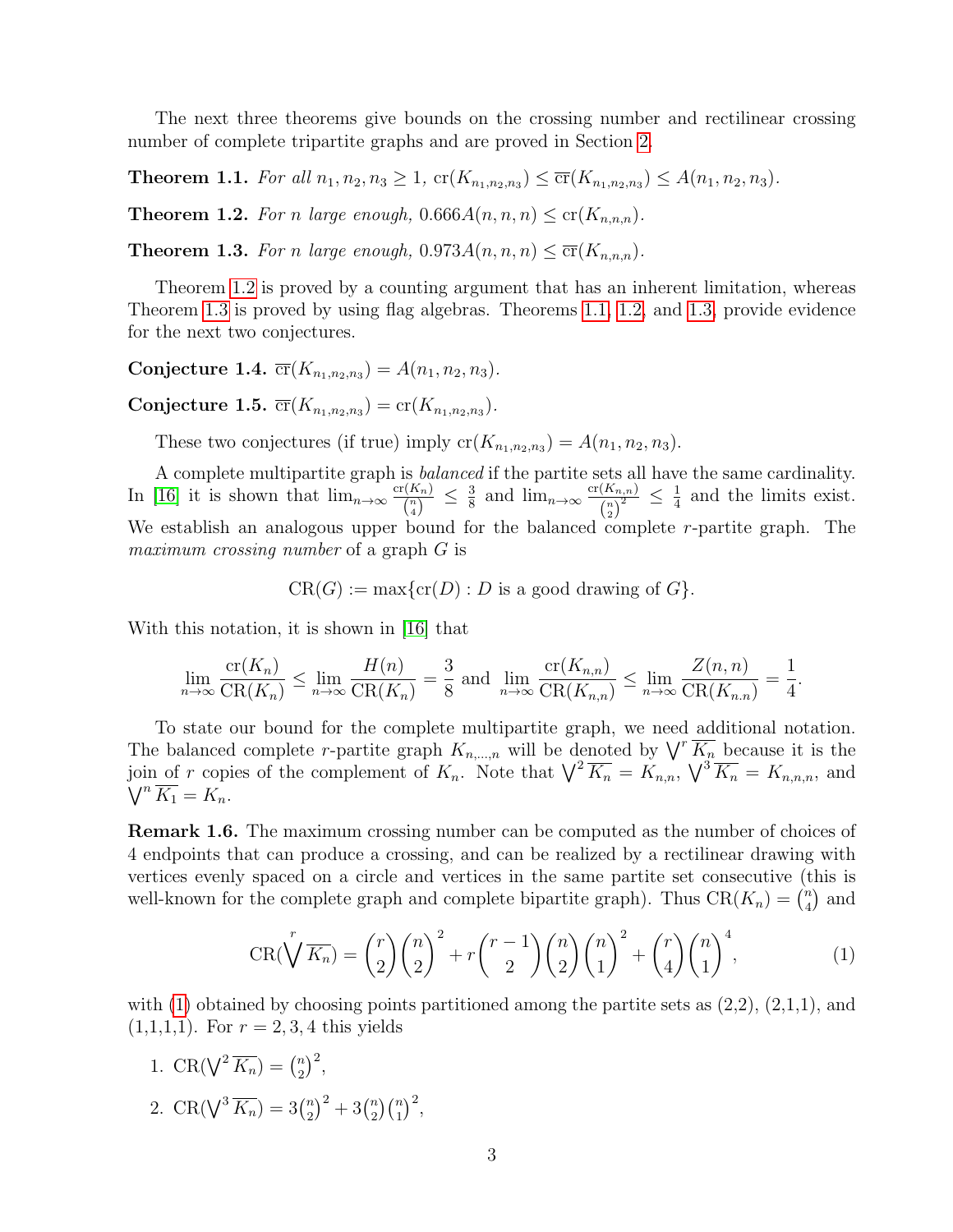The next three theorems give bounds on the crossing number and rectilinear crossing number of complete tripartite graphs and are proved in Section 2.

**Theorem 1.1.** *For all $n_1, n_2, n_3 \geq 1$, $\operatorname{cr}(K_{n_1,n_2,n_3}) \leq \overline{\operatorname{cr}}(K_{n_1,n_2,n_3}) \leq A(n_1, n_2, n_3)$.*

**Theorem 1.2.** *For $n$ large enough, $0.666A(n,n,n) \leq \operatorname{cr}(K_{n,n,n})$.*

**Theorem 1.3.** *For $n$ large enough, $0.973A(n,n,n) \leq \overline{\operatorname{cr}}(K_{n,n,n})$.*

Theorem 1.2 is proved by a counting argument that has an inherent limitation, whereas Theorem 1.3 is proved by using flag algebras. Theorems 1.1, 1.2, and 1.3, provide evidence for the next two conjectures.

**Conjecture 1.4.** $\overline{\operatorname{cr}}(K_{n_1,n_2,n_3}) = A(n_1, n_2, n_3)$.

**Conjecture 1.5.** $\overline{\operatorname{cr}}(K_{n_1,n_2,n_3}) = \operatorname{cr}(K_{n_1,n_2,n_3})$.

These two conjectures (if true) imply $\operatorname{cr}(K_{n_1,n_2,n_3}) = A(n_1, n_2, n_3)$.

A complete multipartite graph is *balanced* if the partite sets all have the same cardinality. In [16] it is shown that $\lim_{n\to\infty} \frac{\operatorname{cr}(K_n)}{\binom{n}{4}} \leq \frac{3}{8}$ and $\lim_{n\to\infty} \frac{\operatorname{cr}(K_{n,n})}{\binom{n}{2}^2} \leq \frac{1}{4}$ and the limits exist. We establish an analogous upper bound for the balanced complete $r$-partite graph. The *maximum crossing number* of a graph $G$ is

$$\operatorname{CR}(G) := \max\{\operatorname{cr}(D) : D \text{ is a good drawing of } G\}.$$

With this notation, it is shown in [16] that

$$\lim_{n\to\infty} \frac{\operatorname{cr}(K_n)}{\operatorname{CR}(K_n)} \leq \lim_{n\to\infty} \frac{H(n)}{\operatorname{CR}(K_n)} = \frac{3}{8} \text{ and } \lim_{n\to\infty} \frac{\operatorname{cr}(K_{n,n})}{\operatorname{CR}(K_{n,n})} \leq \lim_{n\to\infty} \frac{Z(n,n)}{\operatorname{CR}(K_{n.n})} = \frac{1}{4}.$$

To state our bound for the complete multipartite graph, we need additional notation. The balanced complete $r$-partite graph $K_{n,\dots,n}$ will be denoted by $\bigvee^r \overline{K_n}$ because it is the join of $r$ copies of the complement of $K_n$. Note that $\bigvee^2 \overline{K_n} = K_{n,n}$, $\bigvee^3 \overline{K_n} = K_{n,n,n}$, and $\bigvee^n \overline{K_1} = K_n$.

**Remark 1.6.** The maximum crossing number can be computed as the number of choices of 4 endpoints that can produce a crossing, and can be realized by a rectilinear drawing with vertices evenly spaced on a circle and vertices in the same partite set consecutive (this is well-known for the complete graph and complete bipartite graph). Thus $\operatorname{CR}(K_n) = \binom{n}{4}$ and

$$\operatorname{CR}(\bigvee^r \overline{K_n}) = \binom{r}{2}\binom{n}{2}^2 + r\binom{r-1}{2}\binom{n}{2}\binom{n}{1}^2 + \binom{r}{4}\binom{n}{1}^4, \tag{1}$$

with (1) obtained by choosing points partitioned among the partite sets as (2,2), (2,1,1), and (1,1,1,1). For $r = 2, 3, 4$ this yields

1. $\operatorname{CR}(\bigvee^2 \overline{K_n}) = \binom{n}{2}^2$,
2. $\operatorname{CR}(\bigvee^3 \overline{K_n}) = 3\binom{n}{2}^2 + 3\binom{n}{2}\binom{n}{1}^2$,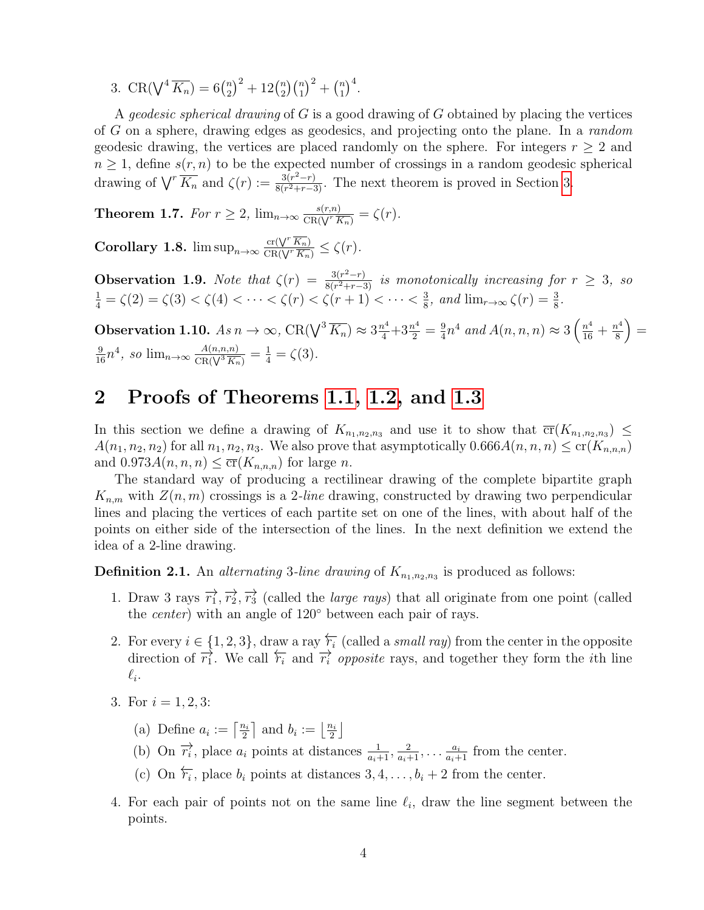3. $\mathrm{CR}(\bigvee^4 \overline{K_n}) = 6\binom{n}{2}^2 + 12\binom{n}{2}\binom{n}{1}^2 + \binom{n}{1}^4$.

A *geodesic spherical drawing* of $G$ is a good drawing of $G$ obtained by placing the vertices of $G$ on a sphere, drawing edges as geodesics, and projecting onto the plane. In a *random* geodesic drawing, the vertices are placed randomly on the sphere. For integers $r \geq 2$ and $n \geq 1$, define $s(r,n)$ to be the expected number of crossings in a random geodesic spherical drawing of $\bigvee^r \overline{K_n}$ and $\zeta(r) := \frac{3(r^2-r)}{8(r^2+r-3)}$. The next theorem is proved in Section 3.

**Theorem 1.7.** *For $r \geq 2$, $\lim_{n\to\infty} \frac{s(r,n)}{\mathrm{CR}(\bigvee^r \overline{K_n})} = \zeta(r)$.*

**Corollary 1.8.** $\limsup_{n\to\infty} \frac{\overline{\mathrm{cr}}(\bigvee^r \overline{K_n})}{\mathrm{CR}(\bigvee^r \overline{K_n})} \leq \zeta(r)$.

**Observation 1.9.** *Note that $\zeta(r) = \frac{3(r^2-r)}{8(r^2+r-3)}$ is monotonically increasing for $r \geq 3$, so $\frac{1}{4} = \zeta(2) = \zeta(3) < \zeta(4) < \cdots < \zeta(r) < \zeta(r+1) < \cdots < \frac{3}{8}$, and $\lim_{r\to\infty} \zeta(r) = \frac{3}{8}$.*

**Observation 1.10.** *As $n \to \infty$, $\mathrm{CR}(\bigvee^3 \overline{K_n}) \approx 3\frac{n^4}{4} + 3\frac{n^4}{2} = \frac{9}{4}n^4$ and $A(n,n,n) \approx 3\left(\frac{n^4}{16} + \frac{n^4}{8}\right) = \frac{9}{16}n^4$, so $\lim_{n\to\infty} \frac{A(n,n,n)}{\mathrm{CR}(\bigvee^3 \overline{K_n})} = \frac{1}{4} = \zeta(3)$.*

## 2 Proofs of Theorems 1.1, 1.2, and 1.3

In this section we define a drawing of $K_{n_1,n_2,n_3}$ and use it to show that $\overline{\mathrm{cr}}(K_{n_1,n_2,n_3}) \leq A(n_1,n_2,n_2)$ for all $n_1,n_2,n_3$. We also prove that asymptotically $0.666A(n,n,n) \leq \mathrm{cr}(K_{n,n,n})$ and $0.973A(n,n,n) \leq \overline{\mathrm{cr}}(K_{n,n,n})$ for large $n$.

The standard way of producing a rectilinear drawing of the complete bipartite graph $K_{n,m}$ with $Z(n,m)$ crossings is a 2-*line* drawing, constructed by drawing two perpendicular lines and placing the vertices of each partite set on one of the lines, with about half of the points on either side of the intersection of the lines. In the next definition we extend the idea of a 2-line drawing.

**Definition 2.1.** An *alternating* 3-*line drawing* of $K_{n_1,n_2,n_3}$ is produced as follows:

1. Draw 3 rays $\overrightarrow{r_1}, \overrightarrow{r_2}, \overrightarrow{r_3}$ (called the *large rays*) that all originate from one point (called the *center*) with an angle of 120° between each pair of rays.
2. For every $i \in \{1,2,3\}$, draw a ray $\overleftarrow{r_i}$ (called a *small ray*) from the center in the opposite direction of $\overrightarrow{r_1}$. We call $\overleftarrow{r_i}$ and $\overrightarrow{r_i}$ *opposite* rays, and together they form the $i$th line $\ell_i$.
3. For $i = 1,2,3$:
   (a) Define $a_i := \left\lceil \frac{n_i}{2} \right\rceil$ and $b_i := \left\lfloor \frac{n_i}{2} \right\rfloor$
   (b) On $\overrightarrow{r_i}$, place $a_i$ points at distances $\frac{1}{a_i+1}, \frac{2}{a_i+1}, \ldots \frac{a_i}{a_i+1}$ from the center.
   (c) On $\overleftarrow{r_i}$, place $b_i$ points at distances $3, 4, \ldots, b_i + 2$ from the center.
4. For each pair of points not on the same line $\ell_i$, draw the line segment between the points.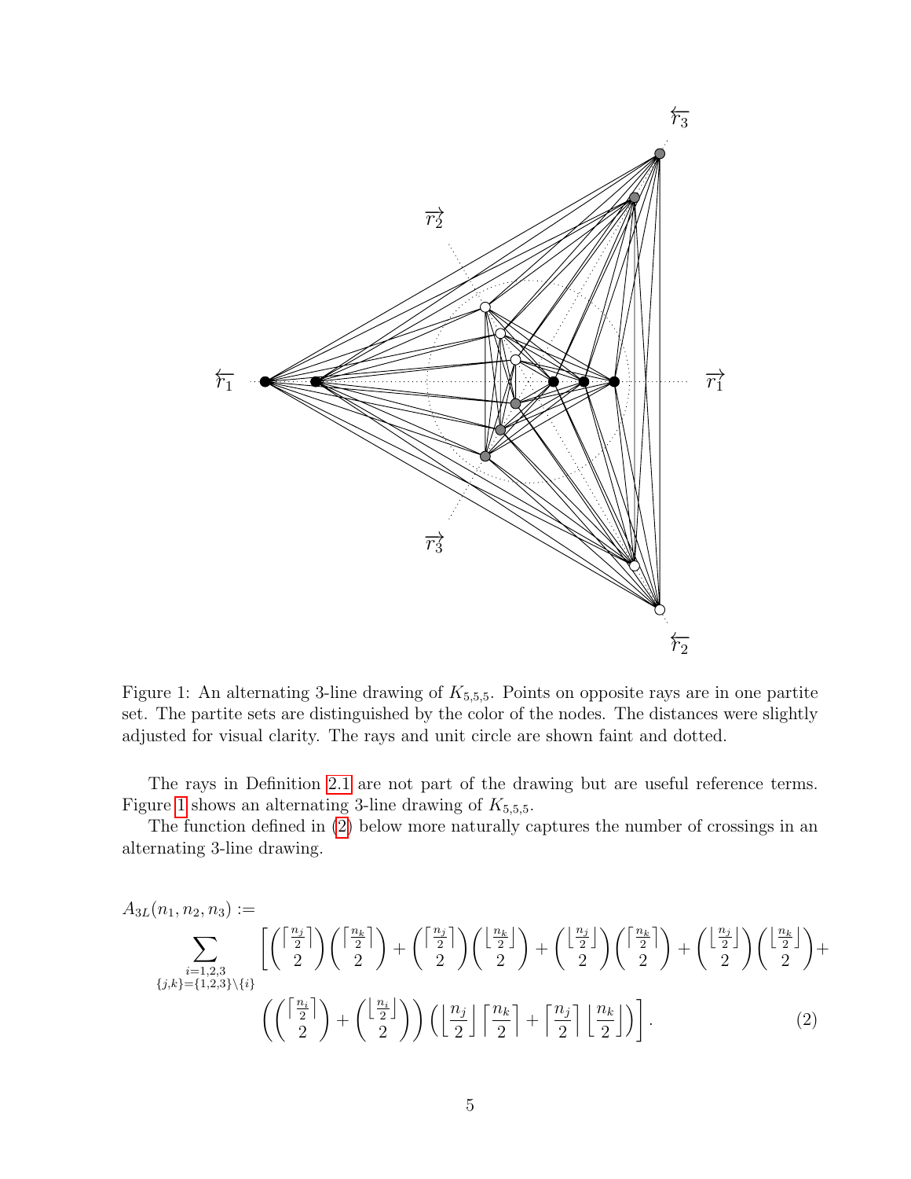Figure 1: An alternating 3-line drawing of $K_{5,5,5}$. Points on opposite rays are in one partite set. The partite sets are distinguished by the color of the nodes. The distances were slightly adjusted for visual clarity. The rays and unit circle are shown faint and dotted.

The rays in Definition 2.1 are not part of the drawing but are useful reference terms. Figure 1 shows an alternating 3-line drawing of $K_{5,5,5}$.

The function defined in (2) below more naturally captures the number of crossings in an alternating 3-line drawing.

$$
\begin{aligned}
A_{3L}(n_1, n_2, n_3) := \\
\sum_{\substack{i=1,2,3 \\ \{j,k\}=\{1,2,3\}\setminus\{i\}}} \Bigg[ & \binom{\lceil \frac{n_j}{2} \rceil}{2}\binom{\lceil \frac{n_k}{2} \rceil}{2} + \binom{\lceil \frac{n_j}{2} \rceil}{2}\binom{\lfloor \frac{n_k}{2} \rfloor}{2} + \binom{\lfloor \frac{n_j}{2} \rfloor}{2}\binom{\lceil \frac{n_k}{2} \rceil}{2} + \binom{\lfloor \frac{n_j}{2} \rfloor}{2}\binom{\lfloor \frac{n_k}{2} \rfloor}{2} + \\
& \left( \binom{\lceil \frac{n_i}{2} \rceil}{2} + \binom{\lfloor \frac{n_i}{2} \rfloor}{2} \right) \left( \left\lfloor \frac{n_j}{2} \right\rfloor \left\lceil \frac{n_k}{2} \right\rceil + \left\lceil \frac{n_j}{2} \right\rceil \left\lfloor \frac{n_k}{2} \right\rfloor \right) \Bigg]. \qquad (2)
\end{aligned}
$$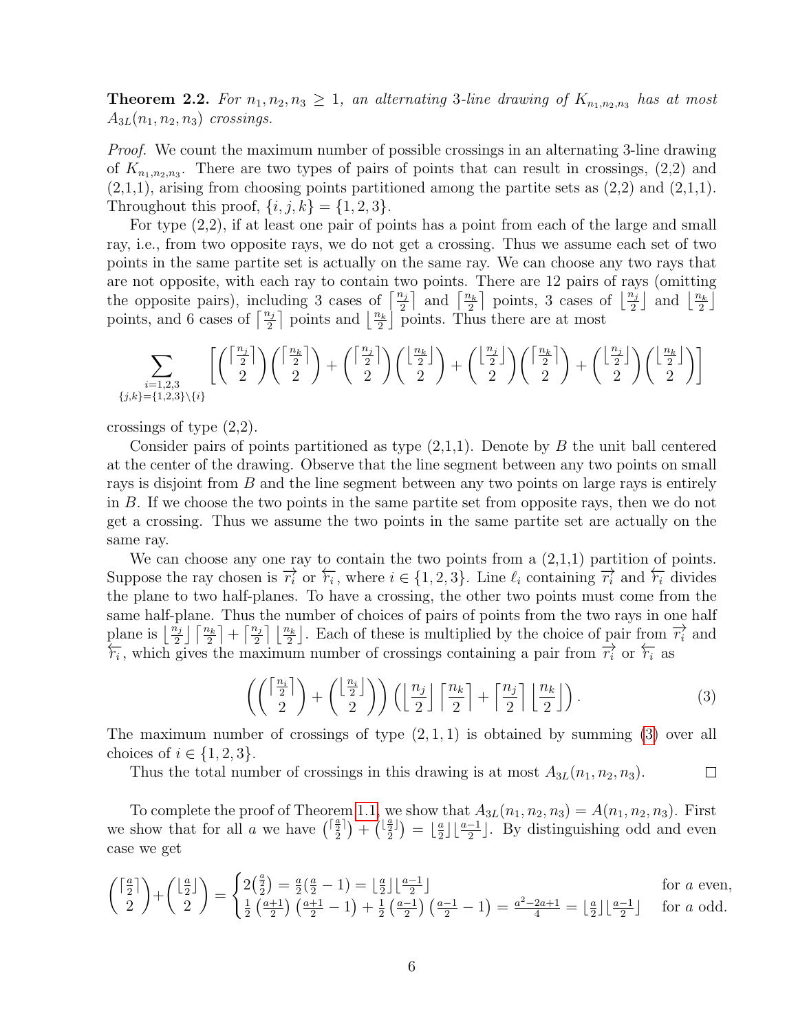**Theorem 2.2.** *For $n_1, n_2, n_3 \geq 1$, an alternating 3-line drawing of $K_{n_1,n_2,n_3}$ has at most $A_{3L}(n_1, n_2, n_3)$ crossings.*

*Proof.* We count the maximum number of possible crossings in an alternating 3-line drawing of $K_{n_1,n_2,n_3}$. There are two types of pairs of points that can result in crossings, (2,2) and (2,1,1), arising from choosing points partitioned among the partite sets as (2,2) and (2,1,1). Throughout this proof, $\{i, j, k\} = \{1, 2, 3\}$.

For type (2,2), if at least one pair of points has a point from each of the large and small ray, i.e., from two opposite rays, we do not get a crossing. Thus we assume each set of two points in the same partite set is actually on the same ray. We can choose any two rays that are not opposite, with each ray to contain two points. There are 12 pairs of rays (omitting the opposite pairs), including 3 cases of $\lceil \frac{n_j}{2} \rceil$ and $\lceil \frac{n_k}{2} \rceil$ points, 3 cases of $\lfloor \frac{n_j}{2} \rfloor$ and $\lfloor \frac{n_k}{2} \rfloor$ points, and 6 cases of $\lceil \frac{n_j}{2} \rceil$ points and $\lfloor \frac{n_k}{2} \rfloor$ points. Thus there are at most

$$\sum_{\substack{i=1,2,3 \\ \{j,k\}=\{1,2,3\}\setminus\{i\}}} \left[ \binom{\lceil \frac{n_j}{2} \rceil}{2}\binom{\lceil \frac{n_k}{2} \rceil}{2} + \binom{\lceil \frac{n_j}{2} \rceil}{2}\binom{\lfloor \frac{n_k}{2} \rfloor}{2} + \binom{\lfloor \frac{n_j}{2} \rfloor}{2}\binom{\lceil \frac{n_k}{2} \rceil}{2} + \binom{\lfloor \frac{n_j}{2} \rfloor}{2}\binom{\lfloor \frac{n_k}{2} \rfloor}{2} \right]$$

crossings of type (2,2).

Consider pairs of points partitioned as type (2,1,1). Denote by $B$ the unit ball centered at the center of the drawing. Observe that the line segment between any two points on small rays is disjoint from $B$ and the line segment between any two points on large rays is entirely in $B$. If we choose the two points in the same partite set from opposite rays, then we do not get a crossing. Thus we assume the two points in the same partite set are actually on the same ray.

We can choose any one ray to contain the two points from a (2,1,1) partition of points. Suppose the ray chosen is $\overrightarrow{r_i}$ or $\overleftarrow{r_i}$, where $i \in \{1, 2, 3\}$. Line $\ell_i$ containing $\overrightarrow{r_i}$ and $\overleftarrow{r_i}$ divides the plane to two half-planes. To have a crossing, the other two points must come from the same half-plane. Thus the number of choices of pairs of points from the two rays in one half plane is $\lfloor \frac{n_j}{2} \rfloor \lceil \frac{n_k}{2} \rceil + \lceil \frac{n_j}{2} \rceil \lfloor \frac{n_k}{2} \rfloor$. Each of these is multiplied by the choice of pair from $\overrightarrow{r_i}$ and $\overleftarrow{r_i}$, which gives the maximum number of crossings containing a pair from $\overrightarrow{r_i}$ or $\overleftarrow{r_i}$ as

$$\left( \binom{\lceil \frac{n_i}{2} \rceil}{2} + \binom{\lfloor \frac{n_i}{2} \rfloor}{2} \right) \left( \left\lfloor \frac{n_j}{2} \right\rfloor \left\lceil \frac{n_k}{2} \right\rceil + \left\lceil \frac{n_j}{2} \right\rceil \left\lfloor \frac{n_k}{2} \right\rfloor \right). \tag{3}$$

The maximum number of crossings of type $(2, 1, 1)$ is obtained by summing (3) over all choices of $i \in \{1, 2, 3\}$.

Thus the total number of crossings in this drawing is at most $A_{3L}(n_1, n_2, n_3)$. $\square$

To complete the proof of Theorem 1.1, we show that $A_{3L}(n_1, n_2, n_3) = A(n_1, n_2, n_3)$. First we show that for all $a$ we have $\binom{\lceil \frac{a}{2} \rceil}{2} + \binom{\lfloor \frac{a}{2} \rfloor}{2} = \lfloor \frac{a}{2} \rfloor \lfloor \frac{a-1}{2} \rfloor$. By distinguishing odd and even case we get

$$\binom{\lceil \frac{a}{2} \rceil}{2} + \binom{\lfloor \frac{a}{2} \rfloor}{2} = \begin{cases} 2\binom{\frac{a}{2}}{2} = \frac{a}{2}\left(\frac{a}{2} - 1\right) = \lfloor \frac{a}{2} \rfloor \lfloor \frac{a-1}{2} \rfloor & \text{for } a \text{ even,} \\ \frac{1}{2}\left(\frac{a+1}{2}\right)\left(\frac{a+1}{2} - 1\right) + \frac{1}{2}\left(\frac{a-1}{2}\right)\left(\frac{a-1}{2} - 1\right) = \frac{a^2-2a+1}{4} = \lfloor \frac{a}{2} \rfloor \lfloor \frac{a-1}{2} \rfloor & \text{for } a \text{ odd.} \end{cases}$$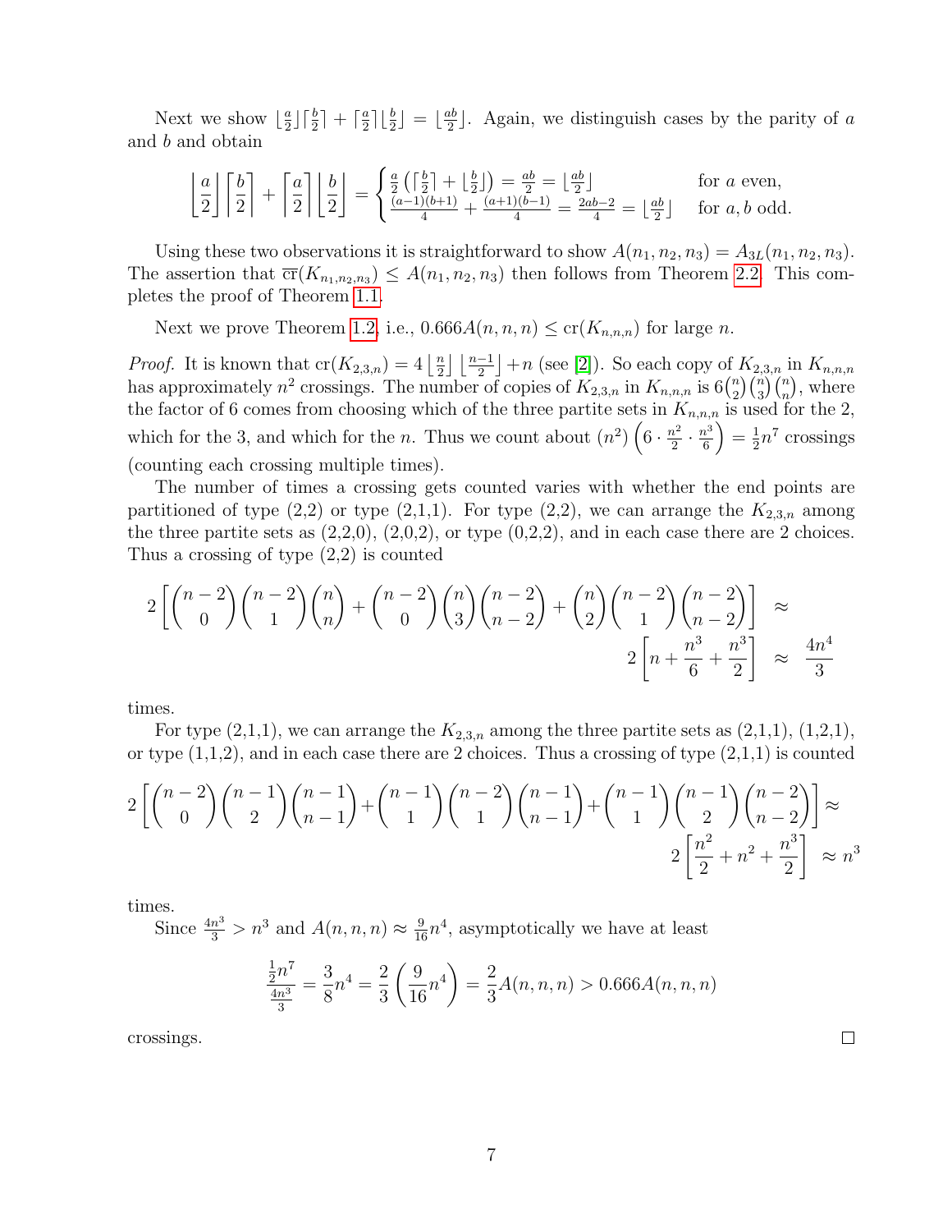Next we show $\lfloor \frac{a}{2} \rfloor \lceil \frac{b}{2} \rceil + \lceil \frac{a}{2} \rceil \lfloor \frac{b}{2} \rfloor = \lfloor \frac{ab}{2} \rfloor$. Again, we distinguish cases by the parity of $a$ and $b$ and obtain

$$\left\lfloor \frac{a}{2} \right\rfloor \left\lceil \frac{b}{2} \right\rceil + \left\lceil \frac{a}{2} \right\rceil \left\lfloor \frac{b}{2} \right\rfloor = \begin{cases} \frac{a}{2}\left(\lceil \frac{b}{2} \rceil + \lfloor \frac{b}{2} \rfloor\right) = \frac{ab}{2} = \lfloor \frac{ab}{2} \rfloor & \text{for } a \text{ even,} \\ \frac{(a-1)(b+1)}{4} + \frac{(a+1)(b-1)}{4} = \frac{2ab-2}{4} = \lfloor \frac{ab}{2} \rfloor & \text{for } a, b \text{ odd.} \end{cases}$$

Using these two observations it is straightforward to show $A(n_1, n_2, n_3) = A_{3L}(n_1, n_2, n_3)$. The assertion that $\overline{\text{cr}}(K_{n_1,n_2,n_3}) \leq A(n_1, n_2, n_3)$ then follows from Theorem 2.2. This completes the proof of Theorem 1.1.

Next we prove Theorem 1.2, i.e., $0.666A(n, n, n) \leq \text{cr}(K_{n,n,n})$ for large $n$.

*Proof.* It is known that $\text{cr}(K_{2,3,n}) = 4 \lfloor \frac{n}{2} \rfloor \lfloor \frac{n-1}{2} \rfloor + n$ (see [2]). So each copy of $K_{2,3,n}$ in $K_{n,n,n}$ has approximately $n^2$ crossings. The number of copies of $K_{2,3,n}$ in $K_{n,n,n}$ is $6\binom{n}{2}\binom{n}{3}\binom{n}{n}$, where the factor of 6 comes from choosing which of the three partite sets in $K_{n,n,n}$ is used for the 2, which for the 3, and which for the $n$. Thus we count about $(n^2)\left(6 \cdot \frac{n^2}{2} \cdot \frac{n^3}{6}\right) = \frac{1}{2}n^7$ crossings (counting each crossing multiple times).

The number of times a crossing gets counted varies with whether the end points are partitioned of type (2,2) or type (2,1,1). For type (2,2), we can arrange the $K_{2,3,n}$ among the three partite sets as (2,2,0), (2,0,2), or type (0,2,2), and in each case there are 2 choices. Thus a crossing of type (2,2) is counted

$$2\left[\binom{n-2}{0}\binom{n-2}{1}\binom{n}{n} + \binom{n-2}{0}\binom{n}{3}\binom{n-2}{n-2} + \binom{n}{2}\binom{n-2}{1}\binom{n-2}{n-2}\right] \approx 2\left[n + \frac{n^3}{6} + \frac{n^3}{2}\right] \approx \frac{4n^4}{3}$$

times.

For type (2,1,1), we can arrange the $K_{2,3,n}$ among the three partite sets as (2,1,1), (1,2,1), or type (1,1,2), and in each case there are 2 choices. Thus a crossing of type (2,1,1) is counted

$$2\left[\binom{n-2}{0}\binom{n-1}{2}\binom{n-1}{n-1} + \binom{n-1}{1}\binom{n-2}{1}\binom{n-1}{n-1} + \binom{n-1}{1}\binom{n-1}{2}\binom{n-2}{n-2}\right] \approx 2\left[\frac{n^2}{2} + n^2 + \frac{n^3}{2}\right] \approx n^3$$

times.

Since $\frac{4n^3}{3} > n^3$ and $A(n, n, n) \approx \frac{9}{16}n^4$, asymptotically we have at least

$$\frac{\frac{1}{2}n^7}{\frac{4n^3}{3}} = \frac{3}{8}n^4 = \frac{2}{3}\left(\frac{9}{16}n^4\right) = \frac{2}{3}A(n, n, n) > 0.666A(n, n, n)$$

crossings. $\square$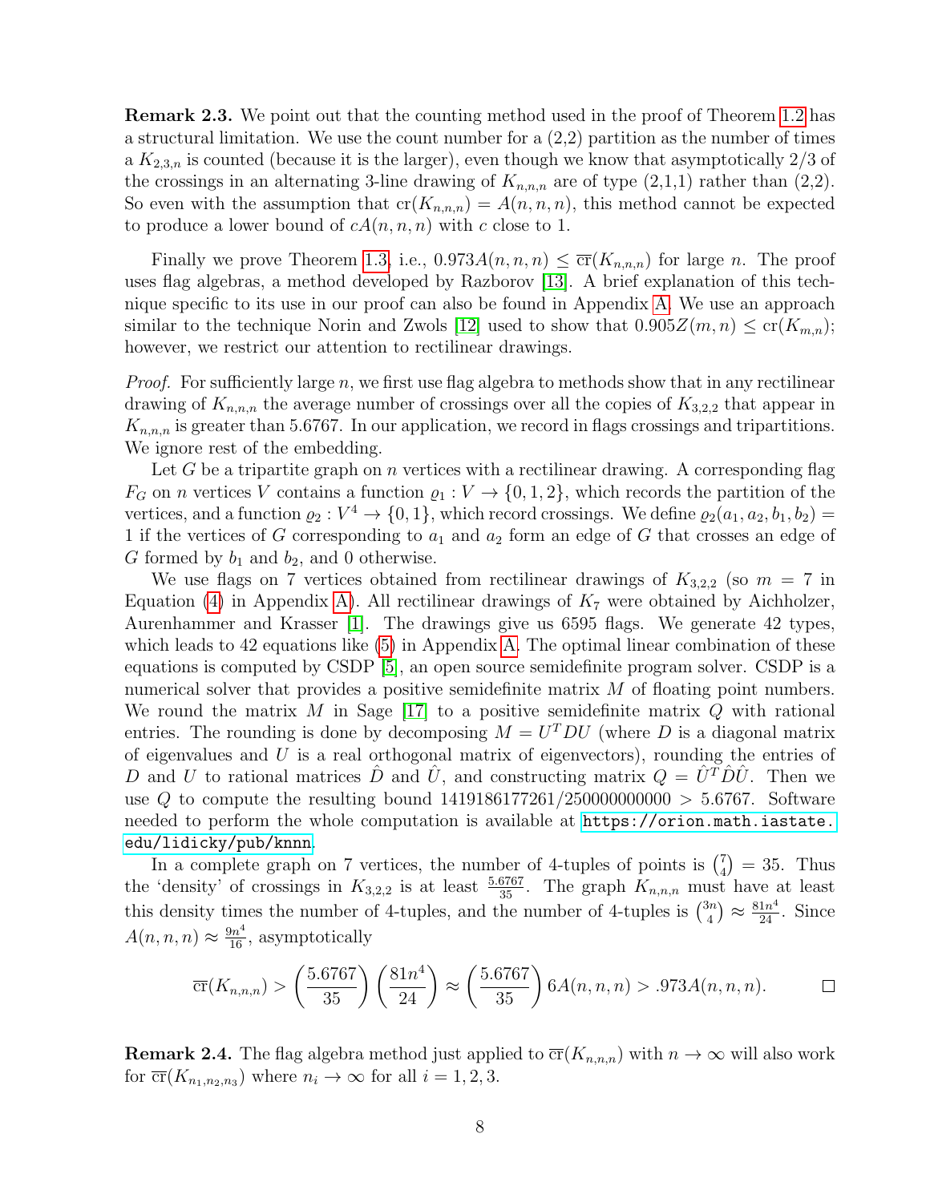**Remark 2.3.** We point out that the counting method used in the proof of Theorem 1.2 has a structural limitation. We use the count number for a (2,2) partition as the number of times a $K_{2,3,n}$ is counted (because it is the larger), even though we know that asymptotically 2/3 of the crossings in an alternating 3-line drawing of $K_{n,n,n}$ are of type (2,1,1) rather than (2,2). So even with the assumption that $\operatorname{cr}(K_{n,n,n}) = A(n,n,n)$, this method cannot be expected to produce a lower bound of $cA(n,n,n)$ with $c$ close to 1.

Finally we prove Theorem 1.3, i.e., $0.973A(n,n,n) \leq \overline{\operatorname{cr}}(K_{n,n,n})$ for large $n$. The proof uses flag algebras, a method developed by Razborov [13]. A brief explanation of this technique specific to its use in our proof can also be found in Appendix A. We use an approach similar to the technique Norin and Zwols [12] used to show that $0.905Z(m,n) \leq \operatorname{cr}(K_{m,n})$; however, we restrict our attention to rectilinear drawings.

*Proof.* For sufficiently large $n$, we first use flag algebra to methods show that in any rectilinear drawing of $K_{n,n,n}$ the average number of crossings over all the copies of $K_{3,2,2}$ that appear in $K_{n,n,n}$ is greater than 5.6767. In our application, we record in flags crossings and tripartitions. We ignore rest of the embedding.

Let $G$ be a tripartite graph on $n$ vertices with a rectilinear drawing. A corresponding flag $F_G$ on $n$ vertices $V$ contains a function $\varrho_1 : V \to \{0,1,2\}$, which records the partition of the vertices, and a function $\varrho_2 : V^4 \to \{0,1\}$, which record crossings. We define $\varrho_2(a_1, a_2, b_1, b_2) = 1$ if the vertices of $G$ corresponding to $a_1$ and $a_2$ form an edge of $G$ that crosses an edge of $G$ formed by $b_1$ and $b_2$, and 0 otherwise.

We use flags on 7 vertices obtained from rectilinear drawings of $K_{3,2,2}$ (so $m = 7$ in Equation (4) in Appendix A). All rectilinear drawings of $K_7$ were obtained by Aichholzer, Aurenhammer and Krasser [1]. The drawings give us 6595 flags. We generate 42 types, which leads to 42 equations like (5) in Appendix A. The optimal linear combination of these equations is computed by CSDP [5], an open source semidefinite program solver. CSDP is a numerical solver that provides a positive semidefinite matrix $M$ of floating point numbers. We round the matrix $M$ in Sage [17] to a positive semidefinite matrix $Q$ with rational entries. The rounding is done by decomposing $M = U^T D U$ (where $D$ is a diagonal matrix of eigenvalues and $U$ is a real orthogonal matrix of eigenvectors), rounding the entries of $D$ and $U$ to rational matrices $\hat{D}$ and $\hat{U}$, and constructing matrix $Q = \hat{U}^T \hat{D} \hat{U}$. Then we use $Q$ to compute the resulting bound $1419186177261/250000000000 > 5.6767$. Software needed to perform the whole computation is available at https://orion.math.iastate.edu/lidicky/pub/knnn.

In a complete graph on 7 vertices, the number of 4-tuples of points is $\binom{7}{4} = 35$. Thus the 'density' of crossings in $K_{3,2,2}$ is at least $\frac{5.6767}{35}$. The graph $K_{n,n,n}$ must have at least this density times the number of 4-tuples, and the number of 4-tuples is $\binom{3n}{4} \approx \frac{81n^4}{24}$. Since $A(n,n,n) \approx \frac{9n^4}{16}$, asymptotically

$$\overline{\operatorname{cr}}(K_{n,n,n}) > \left(\frac{5.6767}{35}\right)\left(\frac{81n^4}{24}\right) \approx \left(\frac{5.6767}{35}\right) 6A(n,n,n) > .973A(n,n,n). \qquad \square$$

**Remark 2.4.** The flag algebra method just applied to $\overline{\operatorname{cr}}(K_{n,n,n})$ with $n \to \infty$ will also work for $\overline{\operatorname{cr}}(K_{n_1,n_2,n_3})$ where $n_i \to \infty$ for all $i = 1,2,3$.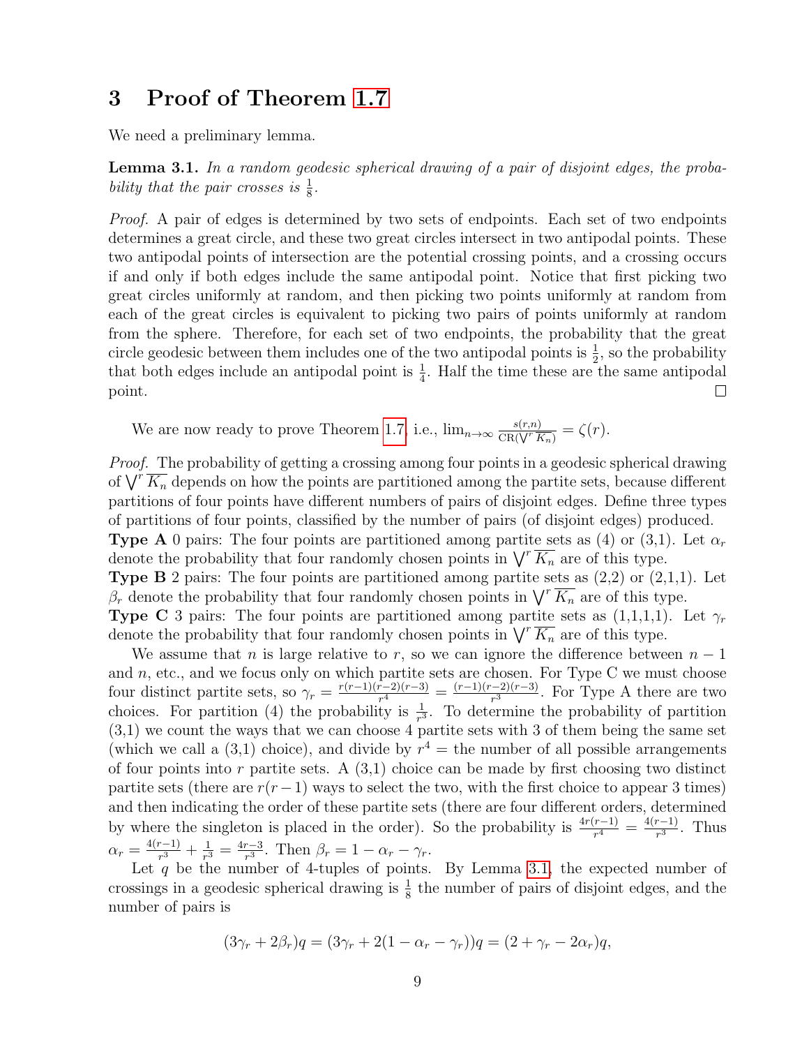## 3 Proof of Theorem 1.7

We need a preliminary lemma.

**Lemma 3.1.** *In a random geodesic spherical drawing of a pair of disjoint edges, the probability that the pair crosses is $\frac{1}{8}$.*

*Proof.* A pair of edges is determined by two sets of endpoints. Each set of two endpoints determines a great circle, and these two great circles intersect in two antipodal points. These two antipodal points of intersection are the potential crossing points, and a crossing occurs if and only if both edges include the same antipodal point. Notice that first picking two great circles uniformly at random, and then picking two points uniformly at random from each of the great circles is equivalent to picking two pairs of points uniformly at random from the sphere. Therefore, for each set of two endpoints, the probability that the great circle geodesic between them includes one of the two antipodal points is $\frac{1}{2}$, so the probability that both edges include an antipodal point is $\frac{1}{4}$. Half the time these are the same antipodal point. □

We are now ready to prove Theorem 1.7, i.e., $\lim_{n\to\infty} \frac{s(r,n)}{\mathrm{CR}(\bigvee^r \overline{K_n})} = \zeta(r)$.

*Proof.* The probability of getting a crossing among four points in a geodesic spherical drawing of $\bigvee^r \overline{K_n}$ depends on how the points are partitioned among the partite sets, because different partitions of four points have different numbers of pairs of disjoint edges. Define three types of partitions of four points, classified by the number of pairs (of disjoint edges) produced.
**Type A** 0 pairs: The four points are partitioned among partite sets as (4) or (3,1). Let $\alpha_r$ denote the probability that four randomly chosen points in $\bigvee^r \overline{K_n}$ are of this type.
**Type B** 2 pairs: The four points are partitioned among partite sets as (2,2) or (2,1,1). Let $\beta_r$ denote the probability that four randomly chosen points in $\bigvee^r \overline{K_n}$ are of this type.
**Type C** 3 pairs: The four points are partitioned among partite sets as (1,1,1,1). Let $\gamma_r$ denote the probability that four randomly chosen points in $\bigvee^r \overline{K_n}$ are of this type.

We assume that $n$ is large relative to $r$, so we can ignore the difference between $n-1$ and $n$, etc., and we focus only on which partite sets are chosen. For Type C we must choose four distinct partite sets, so $\gamma_r = \frac{r(r-1)(r-2)(r-3)}{r^4} = \frac{(r-1)(r-2)(r-3)}{r^3}$. For Type A there are two choices. For partition (4) the probability is $\frac{1}{r^3}$. To determine the probability of partition (3,1) we count the ways that we can choose 4 partite sets with 3 of them being the same set (which we call a (3,1) choice), and divide by $r^4$ = the number of all possible arrangements of four points into $r$ partite sets. A (3,1) choice can be made by first choosing two distinct partite sets (there are $r(r-1)$ ways to select the two, with the first choice to appear 3 times) and then indicating the order of these partite sets (there are four different orders, determined by where the singleton is placed in the order). So the probability is $\frac{4r(r-1)}{r^4} = \frac{4(r-1)}{r^3}$. Thus $\alpha_r = \frac{4(r-1)}{r^3} + \frac{1}{r^3} = \frac{4r-3}{r^3}$. Then $\beta_r = 1 - \alpha_r - \gamma_r$.

Let $q$ be the number of 4-tuples of points. By Lemma 3.1, the expected number of crossings in a geodesic spherical drawing is $\frac{1}{8}$ the number of pairs of disjoint edges, and the number of pairs is

$$(3\gamma_r + 2\beta_r)q = (3\gamma_r + 2(1-\alpha_r-\gamma_r))q = (2+\gamma_r-2\alpha_r)q,$$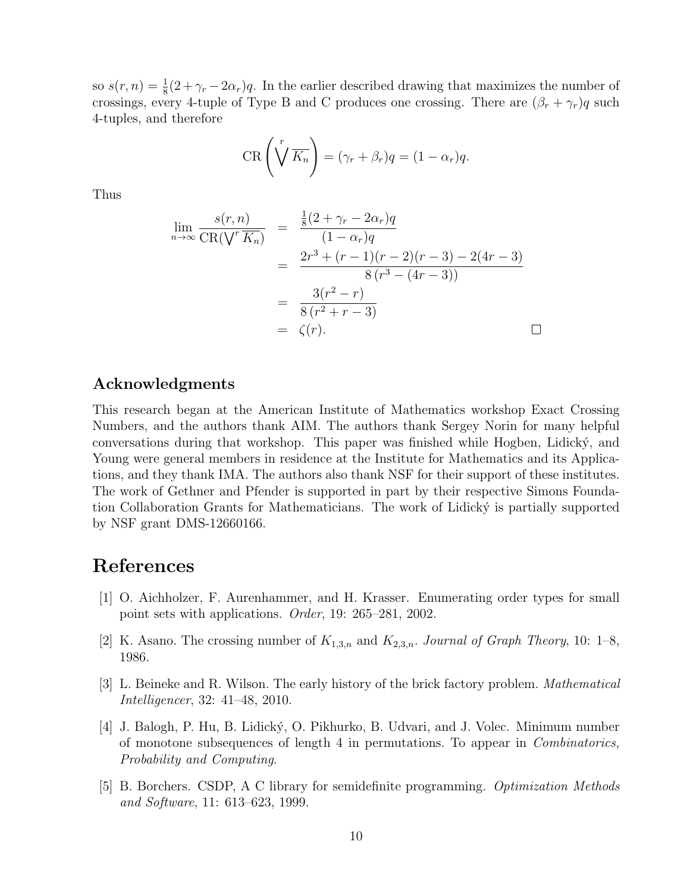so $s(r,n) = \frac{1}{8}(2+\gamma_r - 2\alpha_r)q$. In the earlier described drawing that maximizes the number of crossings, every 4-tuple of Type B and C produces one crossing. There are $(\beta_r + \gamma_r)q$ such 4-tuples, and therefore

$$\mathrm{CR}\left(\bigvee^r \overline{K_n}\right) = (\gamma_r + \beta_r)q = (1-\alpha_r)q.$$

Thus

$$\begin{aligned}
\lim_{n\to\infty} \frac{s(r,n)}{\mathrm{CR}(\bigvee^r \overline{K_n})} &= \frac{\frac{1}{8}(2+\gamma_r - 2\alpha_r)q}{(1-\alpha_r)q} \\
&= \frac{2r^3 + (r-1)(r-2)(r-3) - 2(4r-3)}{8\,(r^3 - (4r-3))} \\
&= \frac{3(r^2 - r)}{8\,(r^2 + r - 3)} \\
&= \zeta(r). \qquad \square
\end{aligned}$$

## Acknowledgments

This research began at the American Institute of Mathematics workshop Exact Crossing Numbers, and the authors thank AIM. The authors thank Sergey Norin for many helpful conversations during that workshop. This paper was finished while Hogben, Lidický, and Young were general members in residence at the Institute for Mathematics and its Applications, and they thank IMA. The authors also thank NSF for their support of these institutes. The work of Gethner and Pfender is supported in part by their respective Simons Foundation Collaboration Grants for Mathematicians. The work of Lidický is partially supported by NSF grant DMS-12660166.

# References

[1] O. Aichholzer, F. Aurenhammer, and H. Krasser. Enumerating order types for small point sets with applications. *Order*, 19: 265–281, 2002.

[2] K. Asano. The crossing number of $K_{1,3,n}$ and $K_{2,3,n}$. *Journal of Graph Theory*, 10: 1–8, 1986.

[3] L. Beineke and R. Wilson. The early history of the brick factory problem. *Mathematical Intelligencer*, 32: 41–48, 2010.

[4] J. Balogh, P. Hu, B. Lidický, O. Pikhurko, B. Udvari, and J. Volec. Minimum number of monotone subsequences of length 4 in permutations. To appear in *Combinatorics, Probability and Computing*.

[5] B. Borchers. CSDP, A C library for semidefinite programming. *Optimization Methods and Software*, 11: 613–623, 1999.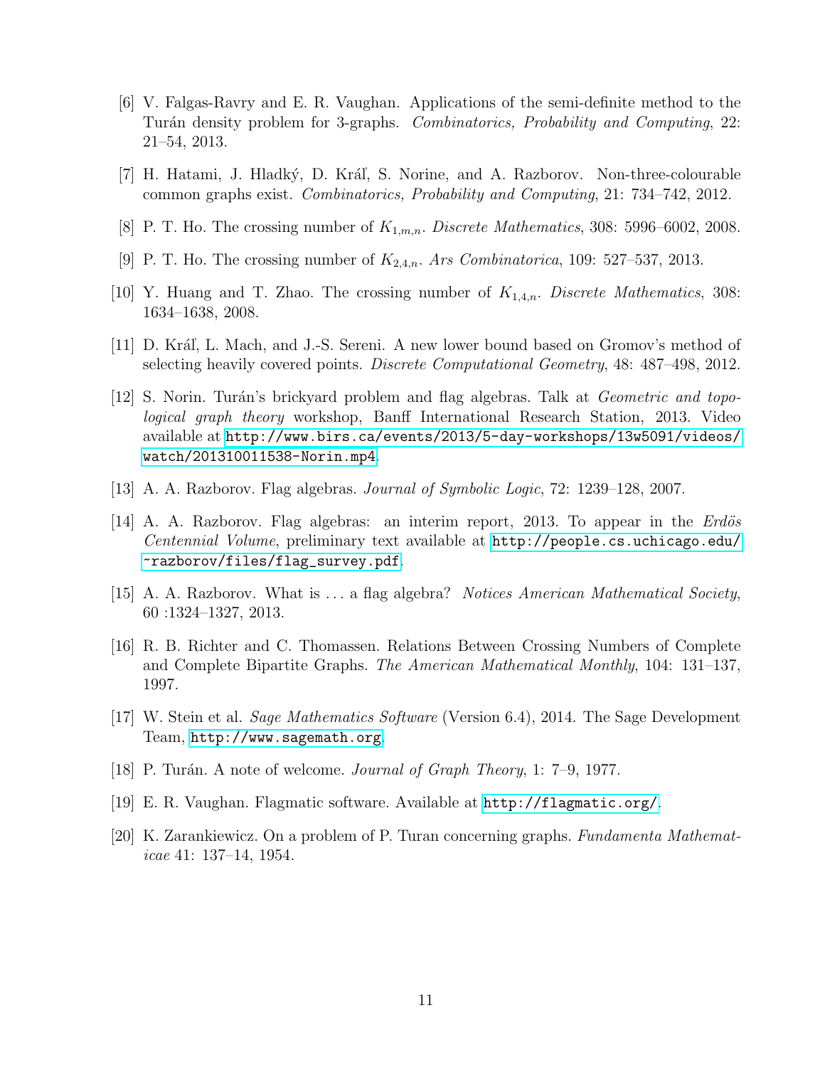[6] V. Falgas-Ravry and E. R. Vaughan. Applications of the semi-definite method to the Turán density problem for 3-graphs. *Combinatorics, Probability and Computing*, 22: 21–54, 2013.

[7] H. Hatami, J. Hladký, D. Kráľ, S. Norine, and A. Razborov. Non-three-colourable common graphs exist. *Combinatorics, Probability and Computing*, 21: 734–742, 2012.

[8] P. T. Ho. The crossing number of $K_{1,m,n}$. *Discrete Mathematics*, 308: 5996–6002, 2008.

[9] P. T. Ho. The crossing number of $K_{2,4,n}$. *Ars Combinatorica*, 109: 527–537, 2013.

[10] Y. Huang and T. Zhao. The crossing number of $K_{1,4,n}$. *Discrete Mathematics*, 308: 1634–1638, 2008.

[11] D. Kráľ, L. Mach, and J.-S. Sereni. A new lower bound based on Gromov's method of selecting heavily covered points. *Discrete Computational Geometry*, 48: 487–498, 2012.

[12] S. Norin. Turán's brickyard problem and flag algebras. Talk at *Geometric and topological graph theory* workshop, Banff International Research Station, 2013. Video available at http://www.birs.ca/events/2013/5-day-workshops/13w5091/videos/watch/201310011538-Norin.mp4.

[13] A. A. Razborov. Flag algebras. *Journal of Symbolic Logic*, 72: 1239–128, 2007.

[14] A. A. Razborov. Flag algebras: an interim report, 2013. To appear in the *Erdös Centennial Volume*, preliminary text available at http://people.cs.uchicago.edu/~razborov/files/flag_survey.pdf.

[15] A. A. Razborov. What is ... a flag algebra? *Notices American Mathematical Society*, 60 :1324–1327, 2013.

[16] R. B. Richter and C. Thomassen. Relations Between Crossing Numbers of Complete and Complete Bipartite Graphs. *The American Mathematical Monthly*, 104: 131–137, 1997.

[17] W. Stein et al. *Sage Mathematics Software* (Version 6.4), 2014. The Sage Development Team, http://www.sagemath.org.

[18] P. Turán. A note of welcome. *Journal of Graph Theory*, 1: 7–9, 1977.

[19] E. R. Vaughan. Flagmatic software. Available at http://flagmatic.org/.

[20] K. Zarankiewicz. On a problem of P. Turan concerning graphs. *Fundamenta Mathematicae* 41: 137–14, 1954.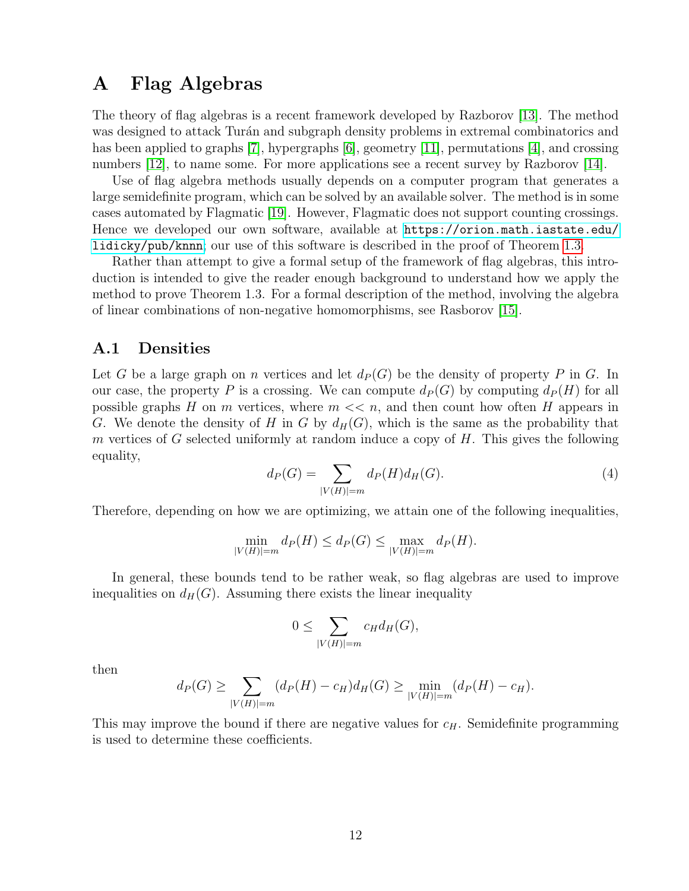# A Flag Algebras

The theory of flag algebras is a recent framework developed by Razborov [13]. The method was designed to attack Turán and subgraph density problems in extremal combinatorics and has been applied to graphs [7], hypergraphs [6], geometry [11], permutations [4], and crossing numbers [12], to name some. For more applications see a recent survey by Razborov [14].

Use of flag algebra methods usually depends on a computer program that generates a large semidefinite program, which can be solved by an available solver. The method is in some cases automated by Flagmatic [19]. However, Flagmatic does not support counting crossings. Hence we developed our own software, available at https://orion.math.iastate.edu/lidicky/pub/knnn; our use of this software is described in the proof of Theorem 1.3.

Rather than attempt to give a formal setup of the framework of flag algebras, this introduction is intended to give the reader enough background to understand how we apply the method to prove Theorem 1.3. For a formal description of the method, involving the algebra of linear combinations of non-negative homomorphisms, see Rasborov [15].

## A.1 Densities

Let $G$ be a large graph on $n$ vertices and let $d_P(G)$ be the density of property $P$ in $G$. In our case, the property $P$ is a crossing. We can compute $d_P(G)$ by computing $d_P(H)$ for all possible graphs $H$ on $m$ vertices, where $m << n$, and then count how often $H$ appears in $G$. We denote the density of $H$ in $G$ by $d_H(G)$, which is the same as the probability that $m$ vertices of $G$ selected uniformly at random induce a copy of $H$. This gives the following equality,

$$d_P(G) = \sum_{|V(H)|=m} d_P(H) d_H(G). \tag{4}$$

Therefore, depending on how we are optimizing, we attain one of the following inequalities,

$$\min_{|V(H)|=m} d_P(H) \leq d_P(G) \leq \max_{|V(H)|=m} d_P(H).$$

In general, these bounds tend to be rather weak, so flag algebras are used to improve inequalities on $d_H(G)$. Assuming there exists the linear inequality

$$0 \leq \sum_{|V(H)|=m} c_H d_H(G),$$

then

$$d_P(G) \geq \sum_{|V(H)|=m} (d_P(H) - c_H) d_H(G) \geq \min_{|V(H)|=m} (d_P(H) - c_H).$$

This may improve the bound if there are negative values for $c_H$. Semidefinite programming is used to determine these coefficients.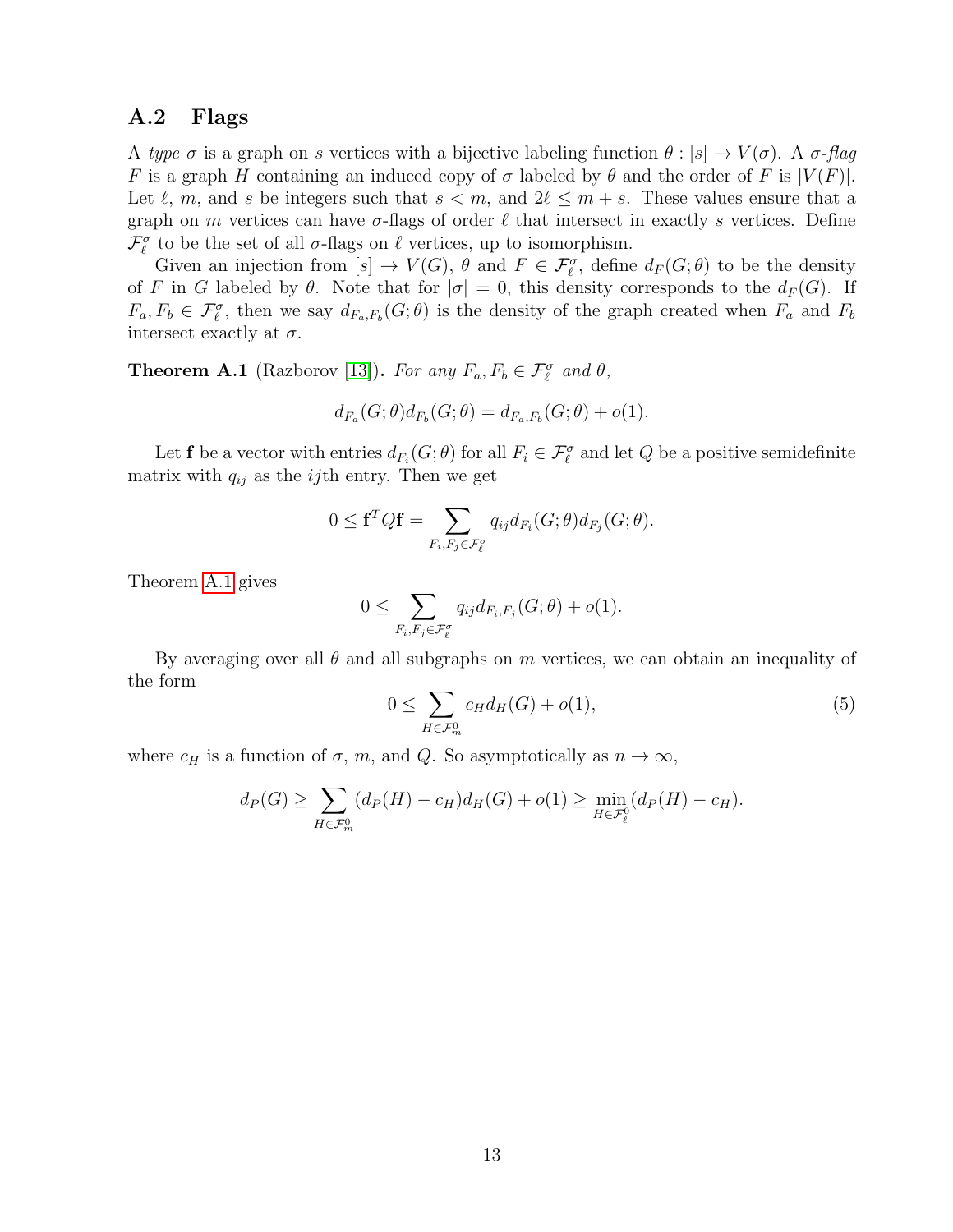## A.2 Flags

A *type* $\sigma$ is a graph on $s$ vertices with a bijective labeling function $\theta : [s] \to V(\sigma)$. A $\sigma$*-flag* $F$ is a graph $H$ containing an induced copy of $\sigma$ labeled by $\theta$ and the order of $F$ is $|V(F)|$. Let $\ell$, $m$, and $s$ be integers such that $s < m$, and $2\ell \leq m + s$. These values ensure that a graph on $m$ vertices can have $\sigma$-flags of order $\ell$ that intersect in exactly $s$ vertices. Define $\mathcal{F}_\ell^\sigma$ to be the set of all $\sigma$-flags on $\ell$ vertices, up to isomorphism.

Given an injection from $[s] \to V(G)$, $\theta$ and $F \in \mathcal{F}_\ell^\sigma$, define $d_F(G; \theta)$ to be the density of $F$ in $G$ labeled by $\theta$. Note that for $|\sigma| = 0$, this density corresponds to the $d_F(G)$. If $F_a, F_b \in \mathcal{F}_\ell^\sigma$, then we say $d_{F_a,F_b}(G; \theta)$ is the density of the graph created when $F_a$ and $F_b$ intersect exactly at $\sigma$.

**Theorem A.1** (Razborov [13])**.** *For any $F_a, F_b \in \mathcal{F}_\ell^\sigma$ and $\theta$,*

$$d_{F_a}(G; \theta) d_{F_b}(G; \theta) = d_{F_a,F_b}(G; \theta) + o(1).$$

Let $\mathbf{f}$ be a vector with entries $d_{F_i}(G; \theta)$ for all $F_i \in \mathcal{F}_\ell^\sigma$ and let $Q$ be a positive semidefinite matrix with $q_{ij}$ as the $ij$th entry. Then we get

$$0 \leq \mathbf{f}^T Q \mathbf{f} = \sum_{F_i, F_j \in \mathcal{F}_\ell^\sigma} q_{ij} d_{F_i}(G; \theta) d_{F_j}(G; \theta).$$

Theorem A.1 gives

$$0 \leq \sum_{F_i, F_j \in \mathcal{F}_\ell^\sigma} q_{ij} d_{F_i,F_j}(G; \theta) + o(1).$$

By averaging over all $\theta$ and all subgraphs on $m$ vertices, we can obtain an inequality of the form

$$0 \leq \sum_{H \in \mathcal{F}_m^0} c_H d_H(G) + o(1), \tag{5}$$

where $c_H$ is a function of $\sigma$, $m$, and $Q$. So asymptotically as $n \to \infty$,

$$d_P(G) \geq \sum_{H \in \mathcal{F}_m^0} (d_P(H) - c_H) d_H(G) + o(1) \geq \min_{H \in \mathcal{F}_\ell^0} (d_P(H) - c_H).$$